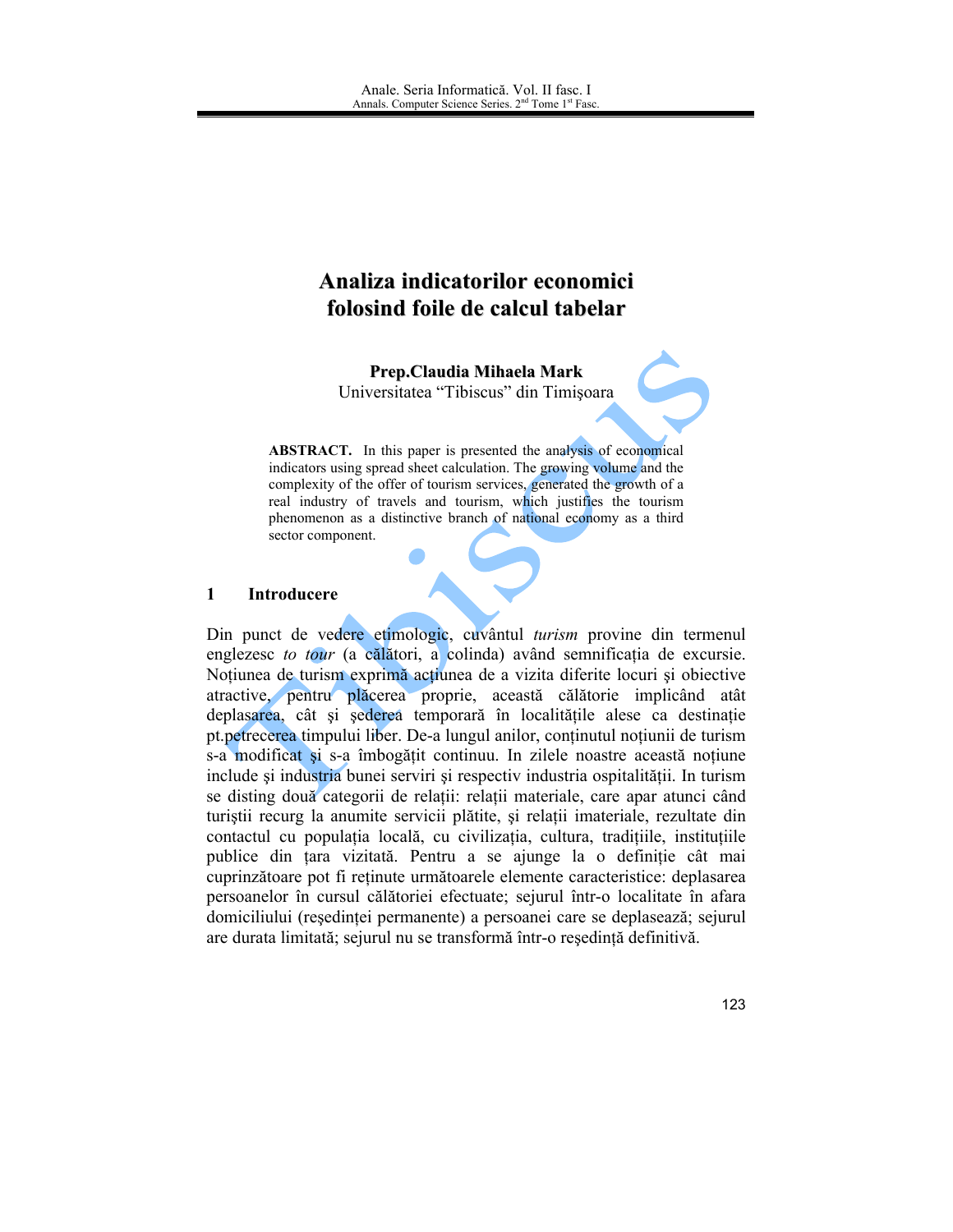# Analiza indicatorilor economici folosind foile de calcul tabelar

**Prep.Claudia Mihaela Mark**
Universitatea "Tibiscus" din Timişoara

**ABSTRACT.** In this paper is presented the analysis of economical indicators using spread sheet calculation. The growing volume and the complexity of the offer of tourism services, generated the growth of a real industry of travels and tourism, which justifies the tourism phenomenon as a distinctive branch of national economy as a third sector component.

## 1 Introducere

Din punct de vedere etimologic, cuvântul *turism* provine din termenul englezesc *to tour* (a călători, a colinda) având semnificația de excursie. Noțiunea de turism exprimă acțiunea de a vizita diferite locuri şi obiective atractive, pentru plăcerea proprie, această călătorie implicând atât deplasarea, cât şi şederea temporară în localitățile alese ca destinație pt.petrecerea timpului liber. De-a lungul anilor, conținutul noțiunii de turism s-a modificat şi s-a îmbogățit continuu. In zilele noastre această noțiune include şi industria bunei serviri şi respectiv industria ospitalității. In turism se disting două categorii de relații: relații materiale, care apar atunci când turiştii recurg la anumite servicii plătite, şi relații imateriale, rezultate din contactul cu populația locală, cu civilizația, cultura, tradițiile, instituțiile publice din țara vizitată. Pentru a se ajunge la o definiție cât mai cuprinzătoare pot fi reținute următoarele elemente caracteristice: deplasarea persoanelor în cursul călătoriei efectuate; sejurul într-o localitate în afara domiciliului (reşedinței permanente) a persoanei care se deplasează; sejurul are durata limitată; sejurul nu se transformă într-o reşedință definitivă.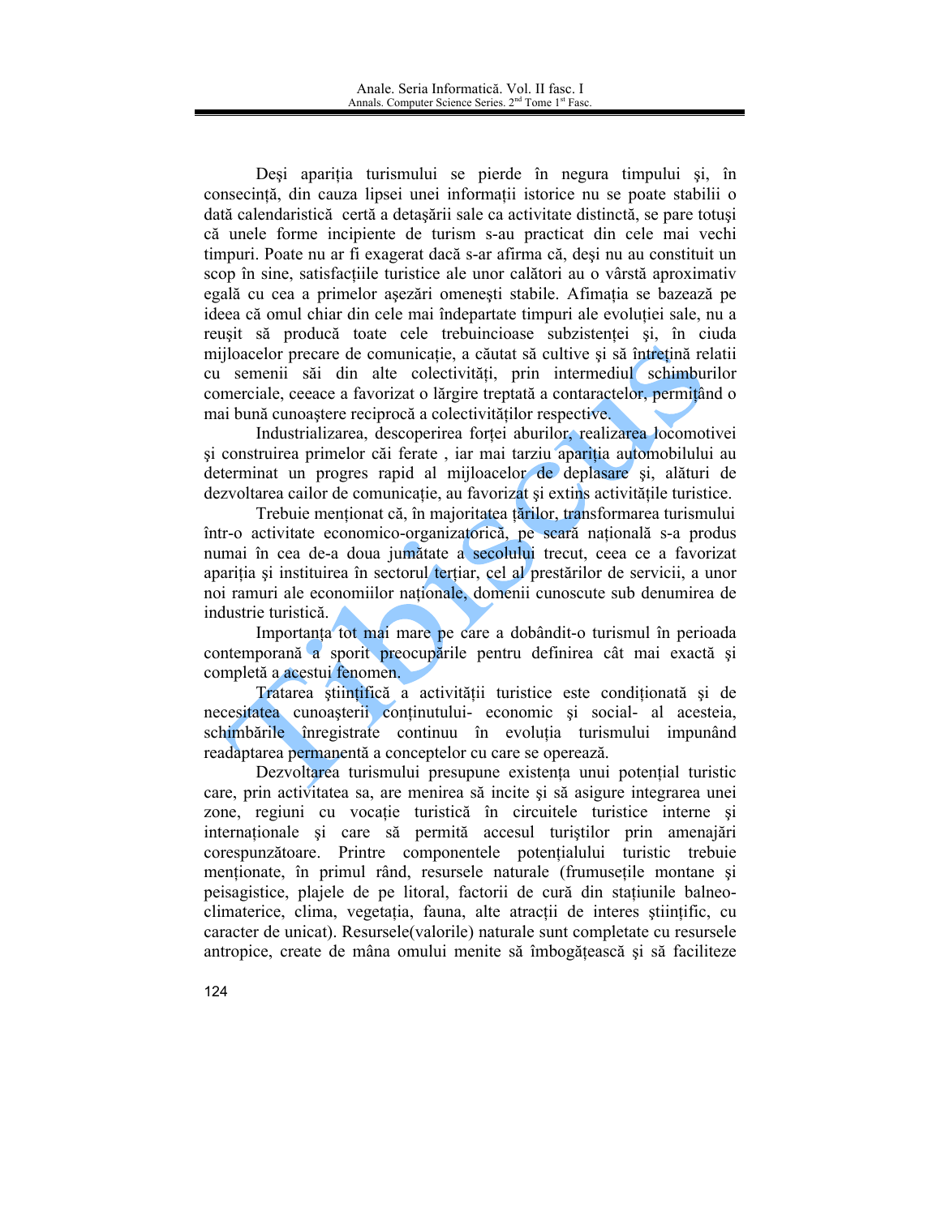Deşi apariţia turismului se pierde în negura timpului şi, în consecinţă, din cauza lipsei unei informaţii istorice nu se poate stabilii o dată calendaristică certă a detaşării sale ca activitate distinctă, se pare totuşi că unele forme incipiente de turism s-au practicat din cele mai vechi timpuri. Poate nu ar fi exagerat dacă s-ar afirma că, deşi nu au constituit un scop în sine, satisfacţiile turistice ale unor calători au o vârstă aproximativ egală cu cea a primelor aşezări omeneşti stabile. Afimaţia se bazează pe ideea că omul chiar din cele mai îndepartate timpuri ale evoluţiei sale, nu a reuşit să producă toate cele trebuincioase subzistenţei şi, în ciuda mijloacelor precare de comunicaţie, a căutat să cultive şi să întreţină relatii cu semenii săi din alte colectivităţi, prin intermediul schimburilor comerciale, ceeace a favorizat o lărgire treptată a contaractelor, permiţând o mai bună cunoaştere reciprocă a colectivităţilor respective.

Industrializarea, descoperirea forţei aburilor, realizarea locomotivei şi construirea primelor căi ferate , iar mai tarziu apariţia automobilului au determinat un progres rapid al mijloacelor de deplasare şi, alături de dezvoltarea cailor de comunicaţie, au favorizat şi extins activităţile turistice.

Trebuie menţionat că, în majoritatea ţărilor, transformarea turismului într-o activitate economico-organizatorică, pe scară naţională s-a produs numai în cea de-a doua jumătate a secolului trecut, ceea ce a favorizat apariţia şi instituirea în sectorul terţiar, cel al prestărilor de servicii, a unor noi ramuri ale economiilor naţionale, domenii cunoscute sub denumirea de industrie turistică.

Importanţa tot mai mare pe care a dobândit-o turismul în perioada contemporană a sporit preocupările pentru definirea cât mai exactă şi completă a acestui fenomen.

Tratarea ştiinţifică a activităţii turistice este condiţionată şi de necesitatea cunoaşterii conţinutului- economic şi social- al acesteia, schimbările înregistrate continuu în evoluţia turismului impunând readaptarea permanentă a conceptelor cu care se operează.

Dezvoltarea turismului presupune existenţa unui potenţial turistic care, prin activitatea sa, are menirea să incite şi să asigure integrarea unei zone, regiuni cu vocaţie turistică în circuitele turistice interne şi internaţionale şi care să permită accesul turiştilor prin amenajări corespunzătoare. Printre componentele potenţialului turistic trebuie menţionate, în primul rând, resursele naturale (frumuseţile montane şi peisagistice, plajele de pe litoral, factorii de cură din staţiunile balneo-climaterice, clima, vegetaţia, fauna, alte atracţii de interes ştiinţific, cu caracter de unicat). Resursele(valorile) naturale sunt completate cu resursele antropice, create de mâna omului menite să îmbogăţească şi să faciliteze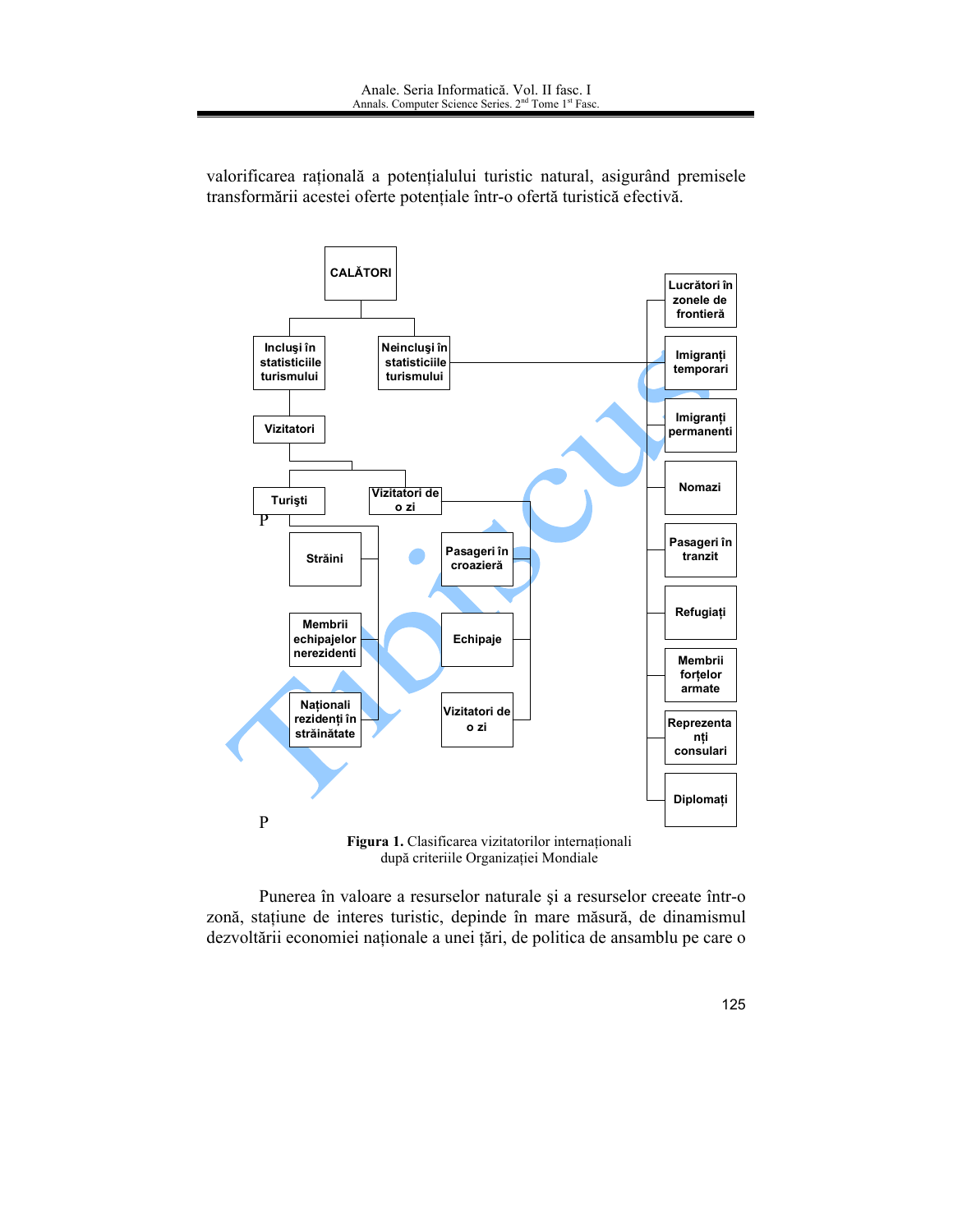valorificarea rațională a potențialului turistic natural, asigurând premisele transformării acestei oferte potențiale într-o ofertă turistică efectivă.

CALĂTORI

Incluşi în statisticiile turismului

Neincluşi în statisticiile turismului

Vizitatori

Turişti

Vizitatori de o zi

Străini

Membrii echipajelor nerezidenti

Naționali rezidenți în străinătate

Pasageri în croazieră

Echipaje

Vizitatori de o zi

Lucrători în zonele de frontieră

Imigranți temporari

Imigranți permanenti

Nomazi

Pasageri în tranzit

Refugiați

Membrii forțelor armate

Reprezentanți consulari

Diplomați

P

P

**Figura 1.** Clasificarea vizitatorilor internaționali după criteriile Organizației Mondiale

Punerea în valoare a resurselor naturale şi a resurselor create într-o zonă, stațiune de interes turistic, depinde în mare măsură, de dinamismul dezvoltării economiei naționale a unei țări, de politica de ansamblu pe care o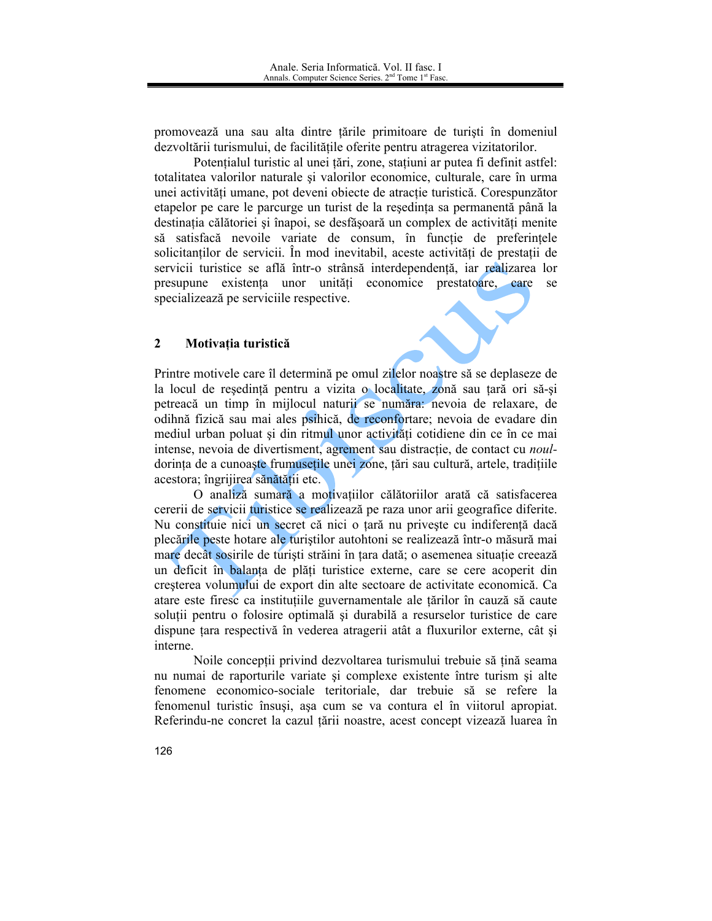promovează una sau alta dintre țările primitoare de turiști în domeniul dezvoltării turismului, de facilitățile oferite pentru atragerea vizitatorilor.

Potențialul turistic al unei țări, zone, stațiuni ar putea fi definit astfel: totalitatea valorilor naturale şi valorilor economice, culturale, care în urma unei activități umane, pot deveni obiecte de atracție turistică. Corespunzător etapelor pe care le parcurge un turist de la reşedința sa permanentă până la destinația călătoriei şi înapoi, se desfăşoară un complex de activități menite să satisfacă nevoile variate de consum, în funcție de preferințele solicitanților de servicii. În mod inevitabil, aceste activități de prestații de servicii turistice se află într-o strânsă interdependență, iar realizarea lor presupune existența unor unități economice prestatoare, care se specializează pe serviciile respective.

## 2 Motivația turistică

Printre motivele care îl determină pe omul zilelor noastre să se deplaseze de la locul de reşedință pentru a vizita o localitate, zonă sau țară ori să-şi petreacă un timp în mijlocul naturii se numără: nevoia de relaxare, de odihnă fizică sau mai ales psihică, de reconfortare; nevoia de evadare din mediul urban poluat şi din ritmul unor activități cotidiene din ce în ce mai intense, nevoia de divertisment, agrement sau distracție, de contact cu *noul*- dorința de a cunoaşte frumusețile unei zone, țări sau cultură, artele, tradițiile acestora; îngrijirea sănătății etc.

O analiză sumară a motivațiilor călătoriilor arată că satisfacerea cererii de servicii turistice se realizează pe raza unor arii geografice diferite. Nu constituie nici un secret că nici o țară nu priveşte cu indiferență dacă plecările peste hotare ale turiştilor autohtoni se realizează într-o măsură mai mare decât sosirile de turişti străini în țara dată; o asemenea situație creează un deficit în balanța de plăți turistice externe, care se cere acoperit din creşterea volumului de export din alte sectoare de activitate economică. Ca atare este firesc ca instituțiile guvernamentale ale țărilor în cauză să caute soluții pentru o folosire optimală şi durabilă a resurselor turistice de care dispune țara respectivă în vederea atragerii atât a fluxurilor externe, cât şi interne.

Noile concepții privind dezvoltarea turismului trebuie să țină seama nu numai de raporturile variate şi complexe existente între turism şi alte fenomene economico-sociale teritoriale, dar trebuie să se refere la fenomenul turistic însuşi, aşa cum se va contura el în viitorul apropiat. Referindu-ne concret la cazul țării noastre, acest concept vizează luarea în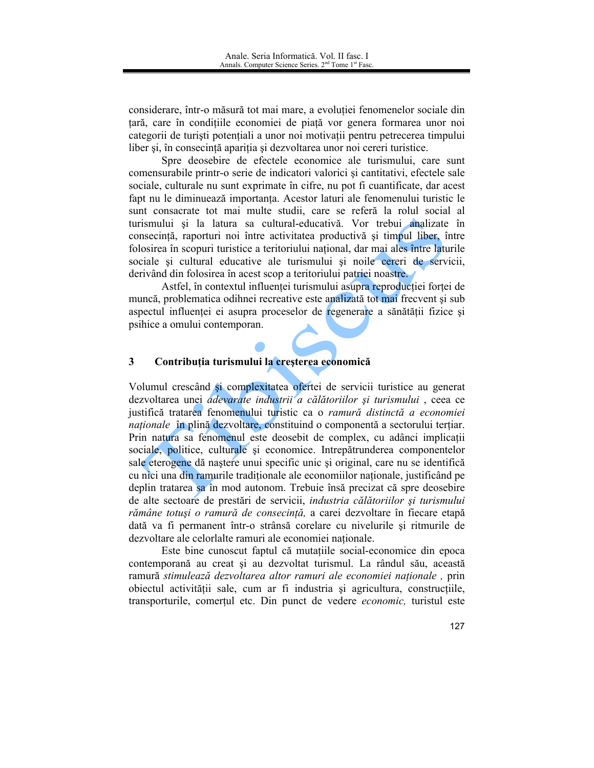considerare, într-o măsură tot mai mare, a evoluţiei fenomenelor sociale din ţară, care în condiţiile economiei de piaţă vor genera formarea unor noi categorii de turişti potenţiali a unor noi motivaţii pentru petrecerea timpului liber şi, în consecinţă apariţia şi dezvoltarea unor noi cereri turistice.

Spre deosebire de efectele economice ale turismului, care sunt comensurabile printr-o serie de indicatori valorici şi cantitativi, efectele sale sociale, culturale nu sunt exprimate în cifre, nu pot fi cuantificate, dar acest fapt nu le diminuează importanţa. Acestor laturi ale fenomenului turistic le sunt consacrate tot mai multe studii, care se referă la rolul social al turismului şi la latura sa cultural-educativă. Vor trebui analizate în consecinţă, raporturi noi între activitatea productivă şi timpul liber, între folosirea în scopuri turistice a teritoriului naţional, dar mai ales între laturile sociale şi cultural educative ale turismului şi noile cereri de servicii, derivând din folosirea în acest scop a teritoriului patriei noastre.

Astfel, în contextul influenţei turismului asupra reproducţiei forţei de muncă, problematica odihnei recreative este analizată tot mai frecvent şi sub aspectul influenţei ei asupra proceselor de regenerare a sănătăţii fizice şi psihice a omului contemporan.

## 3 Contribuţia turismului la creşterea economică

Volumul crescând şi complexitatea ofertei de servicii turistice au generat dezvoltarea unei *adevarate industrii a călătoriilor şi turismului* , ceea ce justifică tratarea fenomenului turistic ca o *ramură distinctă a economiei naţionale* în plină dezvoltare, constituind o componentă a sectorului terţiar. Prin natura sa fenomenul este deosebit de complex, cu adânci implicaţii sociale, politice, culturale şi economice. Intrepătrunderea componentelor sale eterogene dă naştere unui specific unic şi original, care nu se identifică cu nici una din ramurile tradiţionale ale economiilor naţionale, justificând pe deplin tratarea sa în mod autonom. Trebuie însă precizat că spre deosebire de alte sectoare de prestări de servicii, *industria călătoriilor şi turismului rămâne totuşi o ramură de consecinţă,* a carei dezvoltare în fiecare etapă dată va fi permanent într-o strânsă corelare cu nivelurile şi ritmurile de dezvoltare ale celorlalte ramuri ale economiei naţionale.

Este bine cunoscut faptul că mutaţiile social-economice din epoca contemporană au creat şi au dezvoltat turismul. La rândul său, această ramură *stimulează dezvoltarea altor ramuri ale economiei naţionale ,* prin obiectul activităţii sale, cum ar fi industria şi agricultura, construcţiile, transporturile, comerţul etc. Din punct de vedere *economic,* turistul este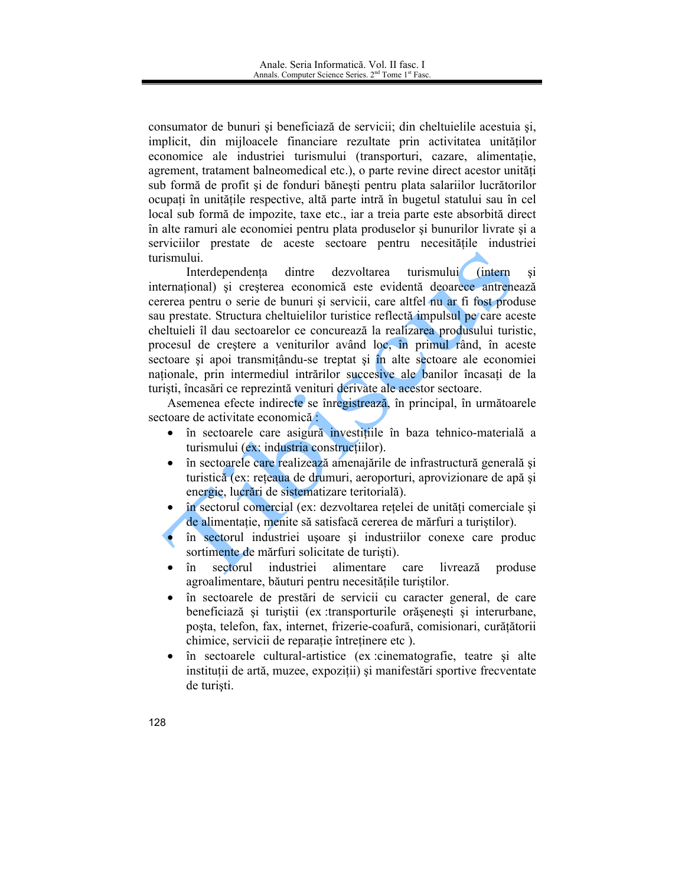consumator de bunuri şi beneficiază de servicii; din cheltuielile acestuia şi, implicit, din mijloacele financiare rezultate prin activitatea unităţilor economice ale industriei turismului (transporturi, cazare, alimentaţie, agrement, tratament balneomedical etc.), o parte revine direct acestor unităţi sub formă de profit şi de fonduri băneşti pentru plata salariilor lucrătorilor ocupaţi în unităţile respective, altă parte intră în bugetul statului sau în cel local sub formă de impozite, taxe etc., iar a treia parte este absorbită direct în alte ramuri ale economiei pentru plata produselor şi bunurilor livrate şi a serviciilor prestate de aceste sectoare pentru necesităţile industriei turismului.

Interdependenţa dintre dezvoltarea turismului (intern şi internaţional) şi creşterea economică este evidentă deoarece antrenează cererea pentru o serie de bunuri şi servicii, care altfel nu ar fi fost produse sau prestate. Structura cheltuielilor turistice reflectă impulsul pe care aceste cheltuieli îl dau sectoarelor ce concurează la realizarea produsului turistic, procesul de creştere a veniturilor având loc, în primul rând, în aceste sectoare şi apoi transmiţându-se treptat şi în alte sectoare ale economiei naţionale, prin intermediul intrărilor succesive ale banilor încasaţi de la turişti, încasări ce reprezintă venituri derivate ale acestor sectoare.

Asemenea efecte indirecte se înregistrează, în principal, în următoarele sectoare de activitate economică :

- în sectoarele care asigură investiţiile în baza tehnico-materială a turismului (ex: industria construcţiilor).
- în sectoarele care realizează amenajările de infrastructură generală şi turistică (ex: reţeaua de drumuri, aeroporturi, aprovizionare de apă şi energie, lucrări de sistematizare teritorială).
- în sectorul comercial (ex: dezvoltarea reţelei de unităţi comerciale şi de alimentaţie, menite să satisfacă cererea de mărfuri a turiştilor).
- în sectorul industriei uşoare şi industriilor conexe care produc sortimente de mărfuri solicitate de turişti).
- în sectorul industriei alimentare care livrează produse agroalimentare, băuturi pentru necesităţile turiştilor.
- în sectoarele de prestări de servicii cu caracter general, de care beneficiază şi turiştii (ex :transporturile orăşeneşti şi interurbane, poşta, telefon, fax, internet, frizerie-coafură, comisionari, curăţătorii chimice, servicii de reparaţie întreţinere etc ).
- în sectoarele cultural-artistice (ex :cinematografie, teatre şi alte instituţii de artă, muzee, expoziţii) şi manifestări sportive frecventate de turişti.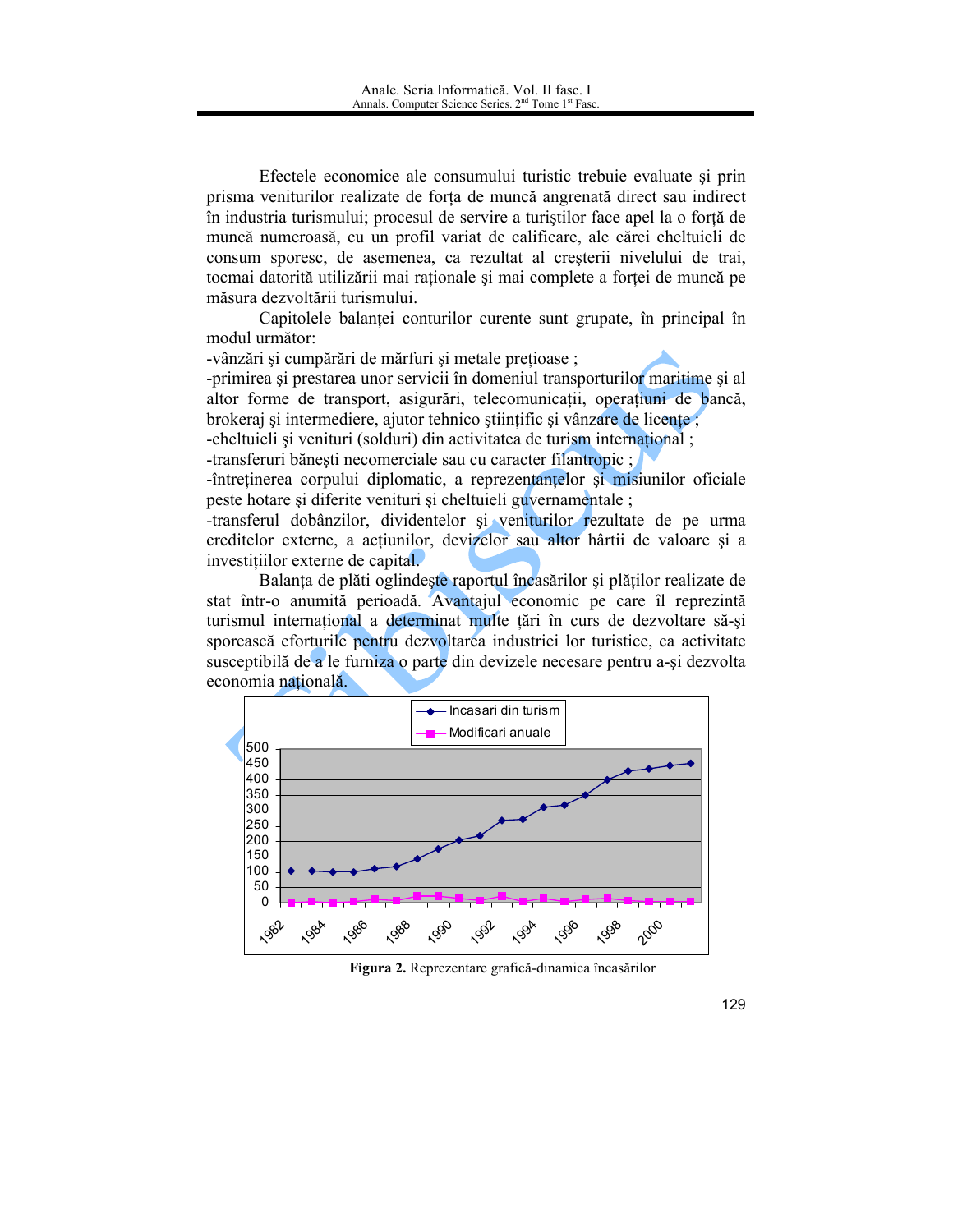Efectele economice ale consumului turistic trebuie evaluate şi prin prisma veniturilor realizate de forţa de muncă angrenată direct sau indirect în industria turismului; procesul de servire a turiştilor face apel la o forţă de muncă numeroasă, cu un profil variat de calificare, ale cărei cheltuieli de consum sporesc, de asemenea, ca rezultat al creşterii nivelului de trai, tocmai datorită utilizării mai raţionale şi mai complete a forţei de muncă pe măsura dezvoltării turismului.

Capitolele balanţei conturilor curente sunt grupate, în principal în modul următor:

-vânzări şi cumpărări de mărfuri şi metale preţioase ;
-primirea şi prestarea unor servicii în domeniul transporturilor maritime şi al altor forme de transport, asigurări, telecomunicaţii, operaţiuni de bancă, brokeraj şi intermediere, ajutor tehnico ştiinţific şi vânzare de licenţe ;
-cheltuieli şi venituri (solduri) din activitatea de turism internaţional ;
-transferuri băneşti necomerciale sau cu caracter filantropic ;
-întreţinerea corpului diplomatic, a reprezentanţelor şi misiunilor oficiale peste hotare şi diferite venituri şi cheltuieli guvernamentale ;
-transferul dobânzilor, dividentelor şi veniturilor rezultate de pe urma creditelor externe, a acţiunilor, devizelor sau altor hârtii de valoare şi a investiţiilor externe de capital.

Balanţa de plăţi oglindeşte raportul încasărilor şi plăţilor realizate de stat într-o anumită perioadă. Avantajul economic pe care îl reprezintă turismul internaţional a determinat multe ţări în curs de dezvoltare să-şi sporească eforturile pentru dezvoltarea industriei lor turistice, ca activitate susceptibilă de a le furniza o parte din devizele necesare pentru a-şi dezvolta economia naţională.

Incasari din turism
Modificari anuale
500
450
400
350
300
250
200
150
100
50
0
1982 1984 1986 1988 1990 1992 1994 1996 1998 2000

**Figura 2.** Reprezentare grafică-dinamica încasărilor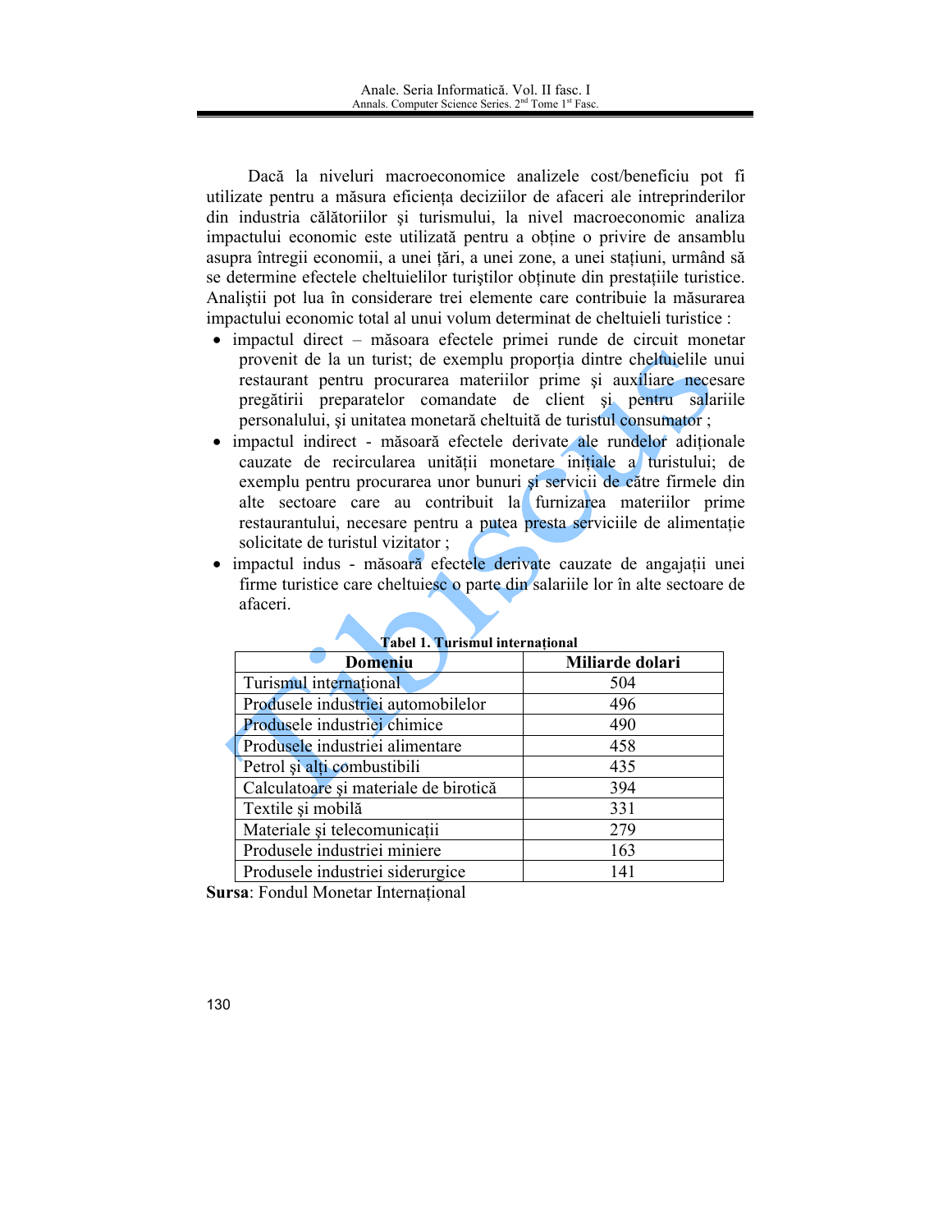Dacă la niveluri macroeconomice analizele cost/beneficiu pot fi utilizate pentru a măsura eficienţa deciziilor de afaceri ale intreprinderilor din industria călătoriilor şi turismului, la nivel macroeconomic analiza impactului economic este utilizată pentru a obţine o privire de ansamblu asupra întregii economii, a unei ţări, a unei zone, a unei staţiuni, urmând să se determine efectele cheltuielilor turiştilor obţinute din prestaţiile turistice. Analiştii pot lua în considerare trei elemente care contribuie la măsurarea impactului economic total al unui volum determinat de cheltuieli turistice :

- impactul direct – măsoara efectele primei runde de circuit monetar provenit de la un turist; de exemplu proporţia dintre cheltuielile unui restaurant pentru procurarea materiilor prime şi auxiliare necesare pregătirii preparatelor comandate de client şi pentru salariile personalului, şi unitatea monetară cheltuită de turistul consumator ;
- impactul indirect - măsoară efectele derivate ale rundelor adiţionale cauzate de recircularea unităţii monetare iniţiale a turistului; de exemplu pentru procurarea unor bunuri şi servicii de către firmele din alte sectoare care au contribuit la furnizarea materiilor prime restaurantului, necesare pentru a putea presta serviciile de alimentaţie solicitate de turistul vizitator ;
- impactul indus - măsoară efectele derivate cauzate de angajaţii unei firme turistice care cheltuiesc o parte din salariile lor în alte sectoare de afaceri.

**Tabel 1. Turismul internaţional**

| Domeniu | Miliarde dolari |
|---|---|
| Turismul internaţional | 504 |
| Produsele industriei automobilelor | 496 |
| Produsele industriei chimice | 490 |
| Produsele industriei alimentare | 458 |
| Petrol şi alţi combustibili | 435 |
| Calculatoare şi materiale de birotică | 394 |
| Textile şi mobilă | 331 |
| Materiale şi telecomunicaţii | 279 |
| Produsele industriei miniere | 163 |
| Produsele industriei siderurgice | 141 |

**Sursa**: Fondul Monetar Internaţional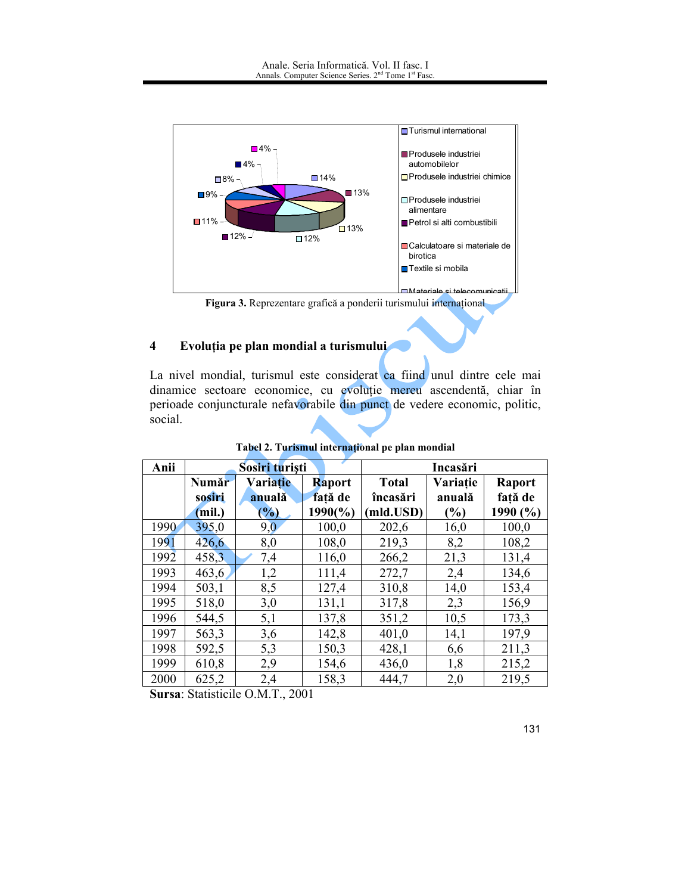4%
4%
8%
9%
11%
12%
12%
13%
13%
14%

Turismul international
Produsele industriei automobilelor
Produsele industriei chimice
Produsele industriei alimentare
Petrol si alti combustibili
Calculatoare si materiale de birotica
Textile si mobila
Materiale si telecomunicatii

**Figura 3.** Reprezentare grafică a ponderii turismului internațional

## 4 Evoluția pe plan mondial a turismului

La nivel mondial, turismul este considerat ca fiind unul dintre cele mai dinamice sectoare economice, cu evoluție mereu ascendentă, chiar în perioade conjuncturale nefavorabile din punct de vedere economic, politic, social.

**Tabel 2. Turismul internațional pe plan mondial**

| Anii | Sosiri turiști | | | Incasări | | |
|---|---|---|---|---|---|---|
| | Număr sosiri (mil.) | Variație anuală (%) | Raport față de 1990(%) | Total încasări (mld.USD) | Variație anuală (%) | Raport față de 1990 (%) |
| 1990 | 395,0 | 9,0 | 100,0 | 202,6 | 16,0 | 100,0 |
| 1991 | 426,6 | 8,0 | 108,0 | 219,3 | 8,2 | 108,2 |
| 1992 | 458,3 | 7,4 | 116,0 | 266,2 | 21,3 | 131,4 |
| 1993 | 463,6 | 1,2 | 111,4 | 272,7 | 2,4 | 134,6 |
| 1994 | 503,1 | 8,5 | 127,4 | 310,8 | 14,0 | 153,4 |
| 1995 | 518,0 | 3,0 | 131,1 | 317,8 | 2,3 | 156,9 |
| 1996 | 544,5 | 5,1 | 137,8 | 351,2 | 10,5 | 173,3 |
| 1997 | 563,3 | 3,6 | 142,8 | 401,0 | 14,1 | 197,9 |
| 1998 | 592,5 | 5,3 | 150,3 | 428,1 | 6,6 | 211,3 |
| 1999 | 610,8 | 2,9 | 154,6 | 436,0 | 1,8 | 215,2 |
| 2000 | 625,2 | 2,4 | 158,3 | 444,7 | 2,0 | 219,5 |

**Sursa**: Statisticile O.M.T., 2001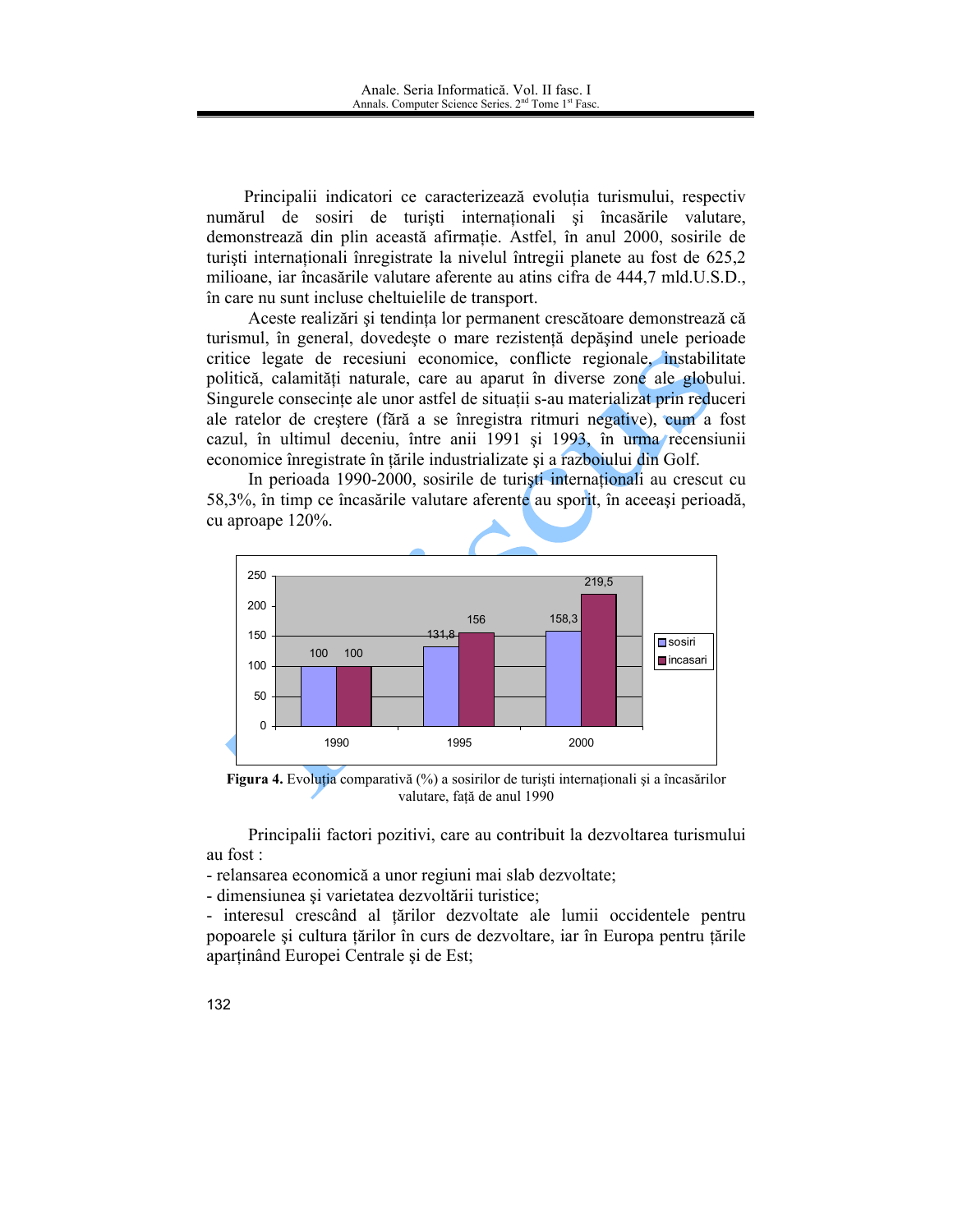Principalii indicatori ce caracterizează evoluția turismului, respectiv numărul de sosiri de turiști internaționali și încasările valutare, demonstrează din plin această afirmație. Astfel, în anul 2000, sosirile de turiști internaționali înregistrate la nivelul întregii planete au fost de 625,2 milioane, iar încasările valutare aferente au atins cifra de 444,7 mld.U.S.D., în care nu sunt incluse cheltuielile de transport.

Aceste realizări și tendința lor permanent crescătoare demonstrează că turismul, în general, dovedește o mare rezistență depășind unele perioade critice legate de recesiuni economice, conflicte regionale, instabilitate politică, calamități naturale, care au aparut în diverse zone ale globului. Singurele consecințe ale unor astfel de situații s-au materializat prin reduceri ale ratelor de creștere (fără a se înregistra ritmuri negative), cum a fost cazul, în ultimul deceniu, între anii 1991 și 1993, în urma recensiunii economice înregistrate în țările industrializate și a razboiului din Golf.

In perioada 1990-2000, sosirile de turiști internaționali au crescut cu 58,3%, în timp ce încasările valutare aferente au sporit, în aceeași perioadă, cu aproape 120%.

250
200
150
100
50
0
100 100
131,8 156
158,3 219,5
1990
1995
2000
sosiri
incasari

**Figura 4.** Evoluția comparativă (%) a sosirilor de turiști internaționali și a încasărilor valutare, față de anul 1990

Principalii factori pozitivi, care au contribuit la dezvoltarea turismului au fost :
- relansarea economică a unor regiuni mai slab dezvoltate;
- dimensiunea și varietatea dezvoltării turistice;
- interesul crescând al țărilor dezvoltate ale lumii occidentele pentru popoarele și cultura țărilor în curs de dezvoltare, iar în Europa pentru țările aparținând Europei Centrale și de Est;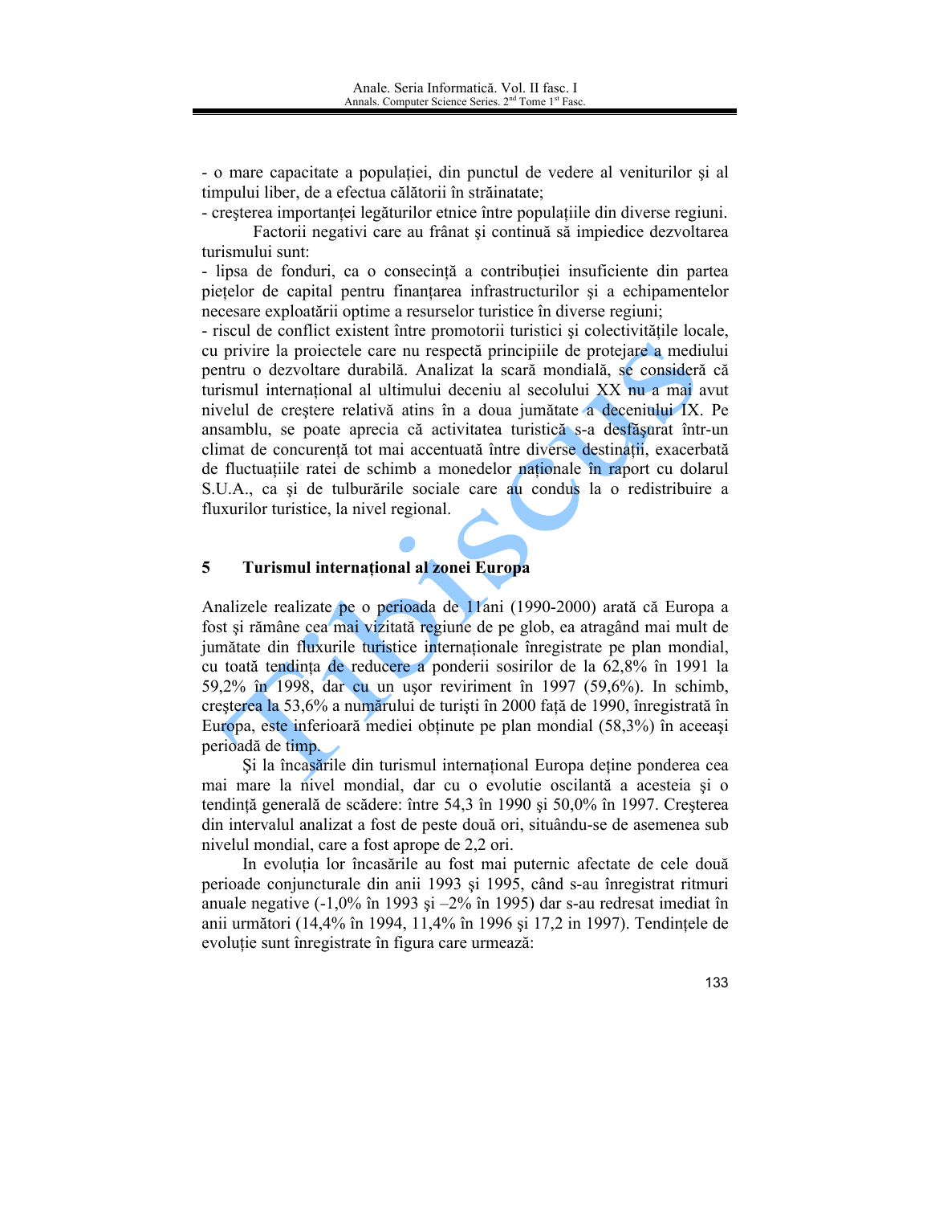- o mare capacitate a populației, din punctul de vedere al veniturilor şi al timpului liber, de a efectua călătorii în străinatate;
- creşterea importanței legăturilor etnice între populațiile din diverse regiuni.

Factorii negativi care au frânat şi continuă să impiedice dezvoltarea turismului sunt:
- lipsa de fonduri, ca o consecință a contribuției insuficiente din partea piețelor de capital pentru finanțarea infrastructurilor şi a echipamentelor necesare exploatării optime a resurselor turistice în diverse regiuni;
- riscul de conflict existent între promotorii turistici şi colectivitățile locale, cu privire la proiectele care nu respectă principiile de protejare a mediului pentru o dezvoltare durabilă. Analizat la scară mondială, se consideră că turismul internațional al ultimului deceniu al secolului XX nu a mai avut nivelul de creştere relativă atins în a doua jumătate a deceniului IX. Pe ansamblu, se poate aprecia că activitatea turistică s-a desfăşurat într-un climat de concurență tot mai accentuată între diverse destinații, exacerbată de fluctuațiile ratei de schimb a monedelor naționale în raport cu dolarul S.U.A., ca şi de tulburările sociale care au condus la o redistribuire a fluxurilor turistice, la nivel regional.

## 5 Turismul internațional al zonei Europa

Analizele realizate pe o perioada de 11ani (1990-2000) arată că Europa a fost şi rămâne cea mai vizitată regiune de pe glob, ea atragând mai mult de jumătate din fluxurile turistice internaționale înregistrate pe plan mondial, cu toată tendința de reducere a ponderii sosirilor de la 62,8% în 1991 la 59,2% în 1998, dar cu un uşor reviriment în 1997 (59,6%). In schimb, creşterea la 53,6% a numărului de turişti în 2000 față de 1990, înregistrată în Europa, este inferioară mediei obținute pe plan mondial (58,3%) în aceeaşi perioadă de timp.

Şi la încasările din turismul internațional Europa deține ponderea cea mai mare la nivel mondial, dar cu o evolutie oscilantă a acesteia şi o tendință generală de scădere: între 54,3 în 1990 şi 50,0% în 1997. Creşterea din intervalul analizat a fost de peste două ori, situându-se de asemenea sub nivelul mondial, care a fost aprope de 2,2 ori.

In evoluția lor încasările au fost mai puternic afectate de cele două perioade conjuncturale din anii 1993 şi 1995, când s-au înregistrat ritmuri anuale negative (-1,0% în 1993 şi –2% în 1995) dar s-au redresat imediat în anii următori (14,4% în 1994, 11,4% în 1996 şi 17,2 in 1997). Tendințele de evoluție sunt înregistrate în figura care urmează: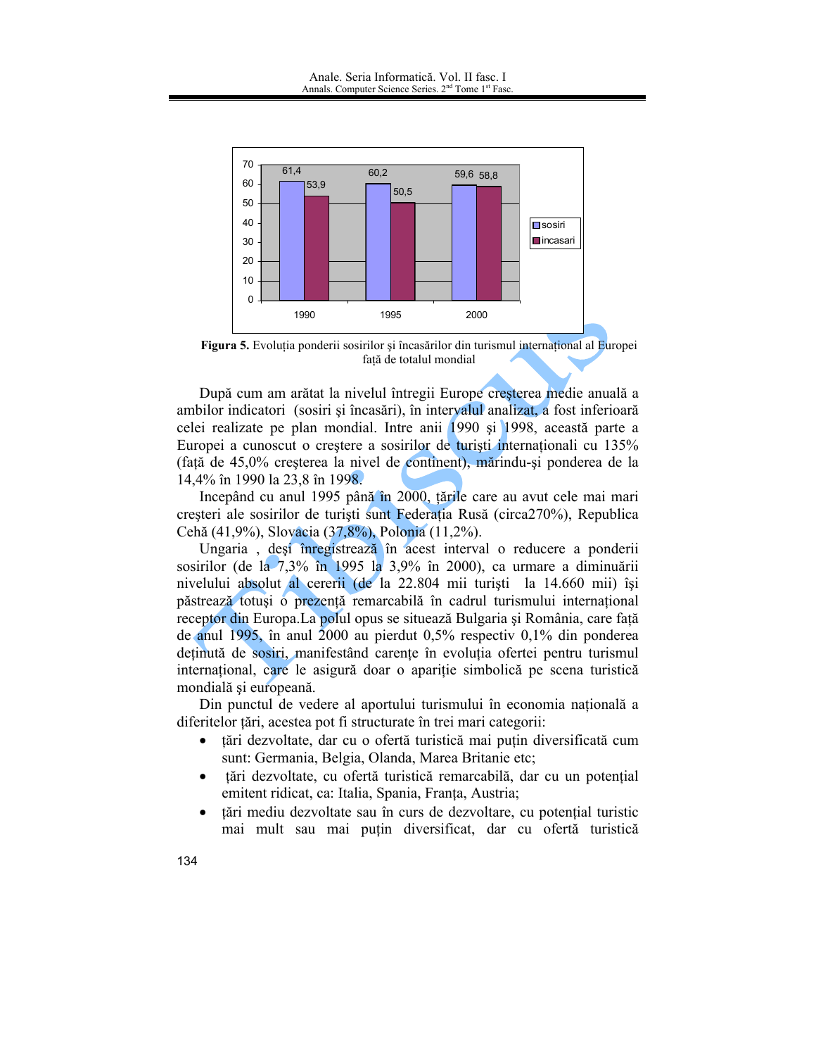70
60
50
40
30
20
10
0

61,4
53,9
60,2
50,5
59,6
58,8

1990
1995
2000

sosiri
incasari

**Figura 5.** Evoluția ponderii sosirilor și încasărilor din turismul internațional al Europei față de totalul mondial

După cum am arătat la nivelul întregii Europe creșterea medie anuală a ambilor indicatori (sosiri și încasări), în intervalul analizat, a fost inferioară celei realizate pe plan mondial. Intre anii 1990 și 1998, această parte a Europei a cunoscut o creștere a sosirilor de turiști internaționali cu 135% (față de 45,0% creșterea la nivel de continent), mărindu-și ponderea de la 14,4% în 1990 la 23,8 în 1998.

Incepând cu anul 1995 până în 2000, țările care au avut cele mai mari creșteri ale sosirilor de turiști sunt Federația Rusă (circa270%), Republica Cehă (41,9%), Slovacia (37,8%), Polonia (11,2%).

Ungaria , deși înregistrează în acest interval o reducere a ponderii sosirilor (de la 7,3% în 1995 la 3,9% în 2000), ca urmare a diminuării nivelului absolut al cererii (de la 22.804 mii turiști la 14.660 mii) își păstrează totuși o prezență remarcabilă în cadrul turismului internațional receptor din Europa.La polul opus se situează Bulgaria și România, care față de anul 1995, în anul 2000 au pierdut 0,5% respectiv 0,1% din ponderea deținută de sosiri, manifestând carențe în evoluția ofertei pentru turismul internațional, care le asigură doar o apariție simbolică pe scena turistică mondială și europeană.

Din punctul de vedere al aportului turismului în economia națională a diferitelor țări, acestea pot fi structurate în trei mari categorii:

- țări dezvoltate, dar cu o ofertă turistică mai puțin diversificată cum sunt: Germania, Belgia, Olanda, Marea Britanie etc;
- țări dezvoltate, cu ofertă turistică remarcabilă, dar cu un potențial emitent ridicat, ca: Italia, Spania, Franța, Austria;
- țări mediu dezvoltate sau în curs de dezvoltare, cu potențial turistic mai mult sau mai puțin diversificat, dar cu ofertă turistică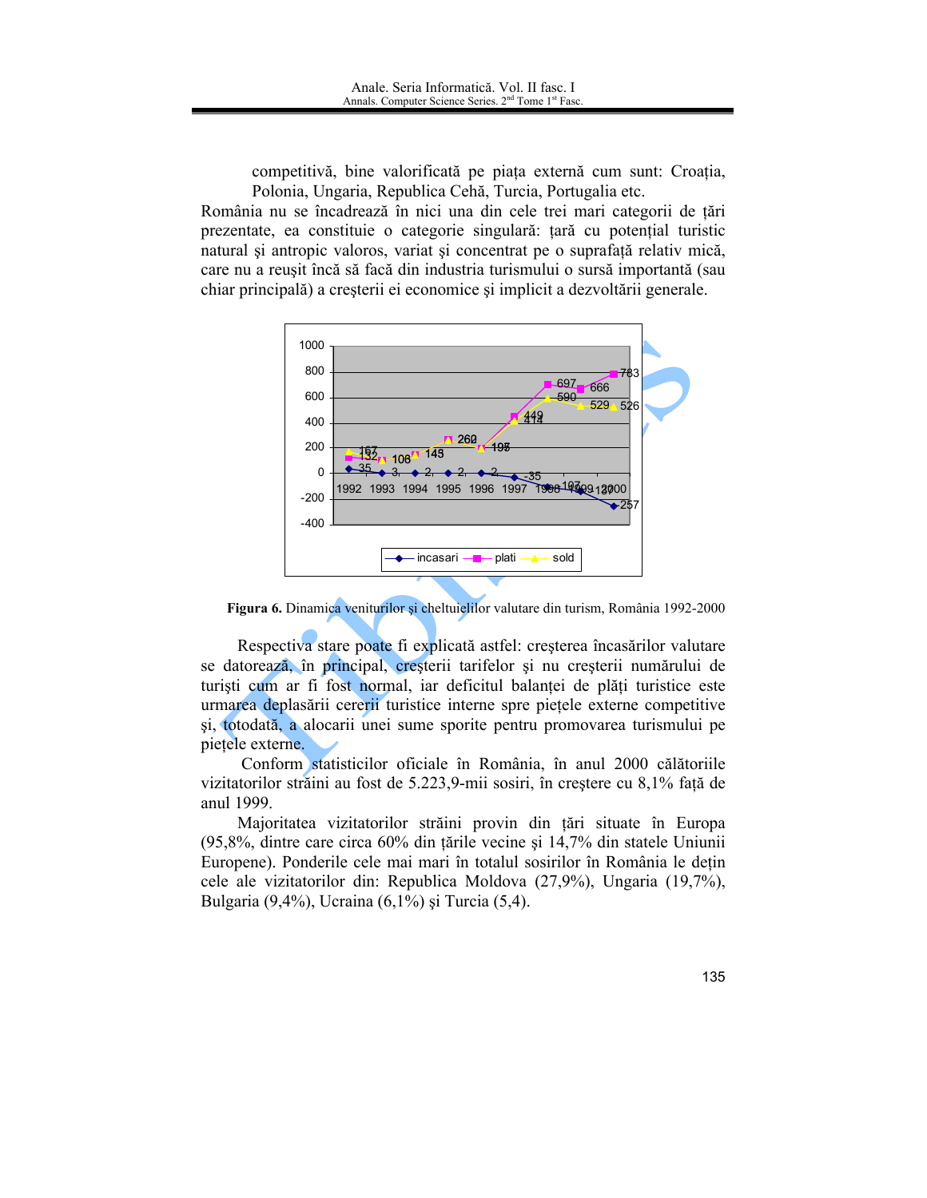competitivă, bine valorificată pe piaţa externă cum sunt: Croaţia, Polonia, Ungaria, Republica Cehă, Turcia, Portugalia etc.

România nu se încadrează în nici una din cele trei mari categorii de ţări prezentate, ea constituie o categorie singulară: ţară cu potenţial turistic natural şi antropic valoros, variat şi concentrat pe o suprafaţă relativ mică, care nu a reuşit încă să facă din industria turismului o sursă importantă (sau chiar principală) a creşterii ei economice şi implicit a dezvoltării generale.

1000
800
600
400
200
0
-200
-400

1992 1993 1994 1995 1996 1997 1998 1999 2000

167 132 108 106 143 145 262 260 197 195 449 414 697 590 666 529 783 526

35 3 2 2 2 -35 -107 -137 -257

incasari plati sold

**Figura 6.** Dinamica veniturilor şi cheltuielilor valutare din turism, România 1992-2000

Respectiva stare poate fi explicată astfel: creşterea încasărilor valutare se datorează, în principal, creşterii tarifelor şi nu creşterii numărului de turişti cum ar fi fost normal, iar deficitul balanţei de plăţi turistice este urmarea deplasării cererii turistice interne spre pieţele externe competitive şi, totodată, a alocarii unei sume sporite pentru promovarea turismului pe pieţele externe.

Conform statisticilor oficiale în România, în anul 2000 călătoriile vizitatorilor străini au fost de 5.223,9-mii sosiri, în creştere cu 8,1% faţă de anul 1999.

Majoritatea vizitatorilor străini provin din ţări situate în Europa (95,8%, dintre care circa 60% din ţările vecine şi 14,7% din statele Uniunii Europene). Ponderile cele mai mari în totalul sosirilor în România le deţin cele ale vizitatorilor din: Republica Moldova (27,9%), Ungaria (19,7%), Bulgaria (9,4%), Ucraina (6,1%) şi Turcia (5,4).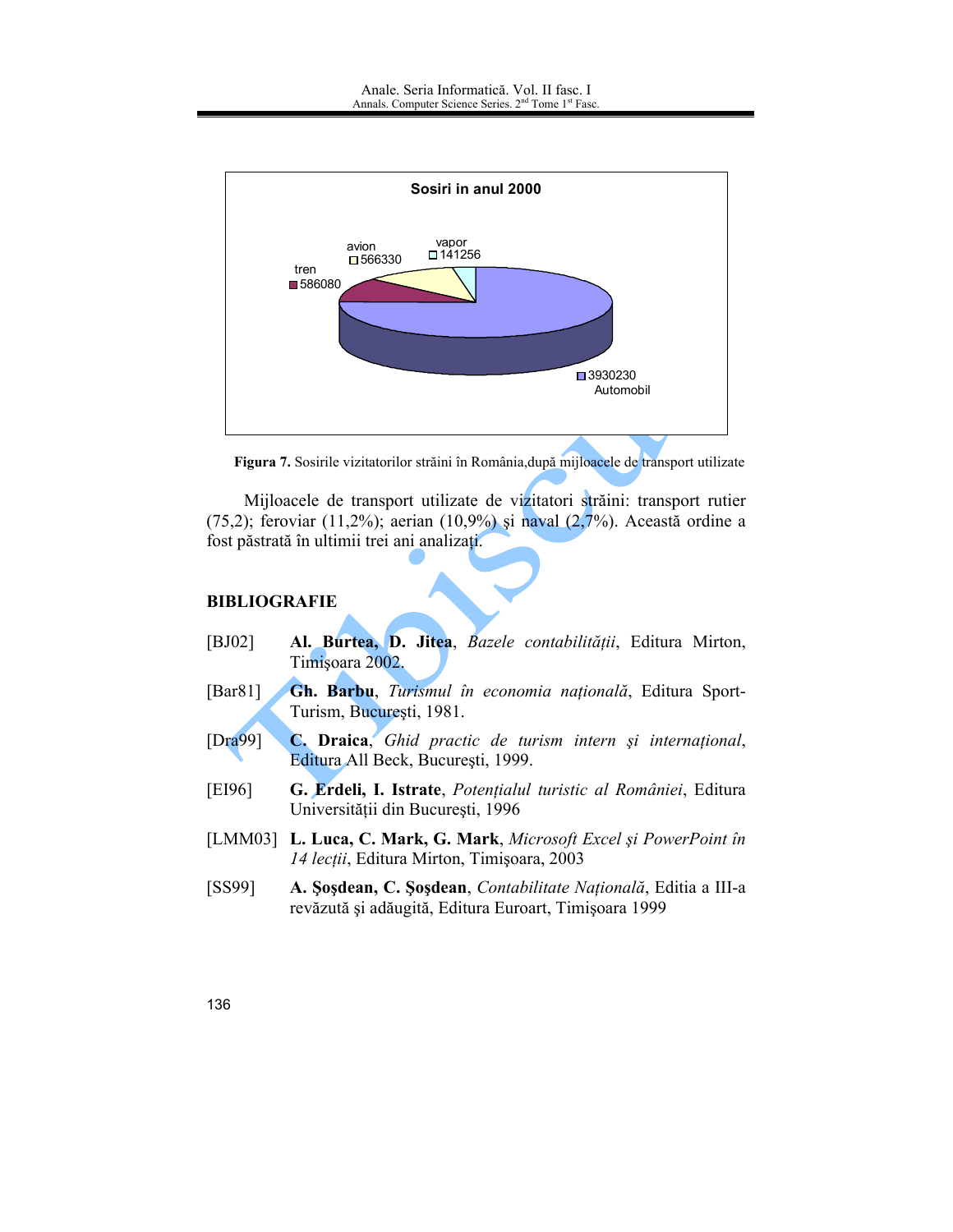Sosiri in anul 2000

avion
566330

vapor
141256

tren
586080

3930230
Automobil

**Figura 7.** Sosirile vizitatorilor străini în România,după mijloacele de transport utilizate

Mijloacele de transport utilizate de vizitatori străini: transport rutier (75,2); feroviar (11,2%); aerian (10,9%) şi naval (2,7%). Această ordine a fost păstrată în ultimii trei ani analizaţi.

## BIBLIOGRAFIE

[BJ02] **Al. Burtea, D. Jitea**, *Bazele contabilităţii*, Editura Mirton, Timişoara 2002.

[Bar81] **Gh. Barbu**, *Turismul în economia naţională*, Editura Sport-Turism, Bucureşti, 1981.

[Dra99] **C. Draica**, *Ghid practic de turism intern şi internaţional*, Editura All Beck, Bucureşti, 1999.

[EI96] **G. Erdeli, I. Istrate**, *Potenţialul turistic al României*, Editura Universităţii din Bucureşti, 1996

[LMM03] **L. Luca, C. Mark, G. Mark**, *Microsoft Excel şi PowerPoint în 14 lecţii*, Editura Mirton, Timişoara, 2003

[SS99] **A. Şoşdean, C. Şoşdean**, *Contabilitate Naţională*, Editia a III-a revăzută şi adăugită, Editura Euroart, Timişoara 1999